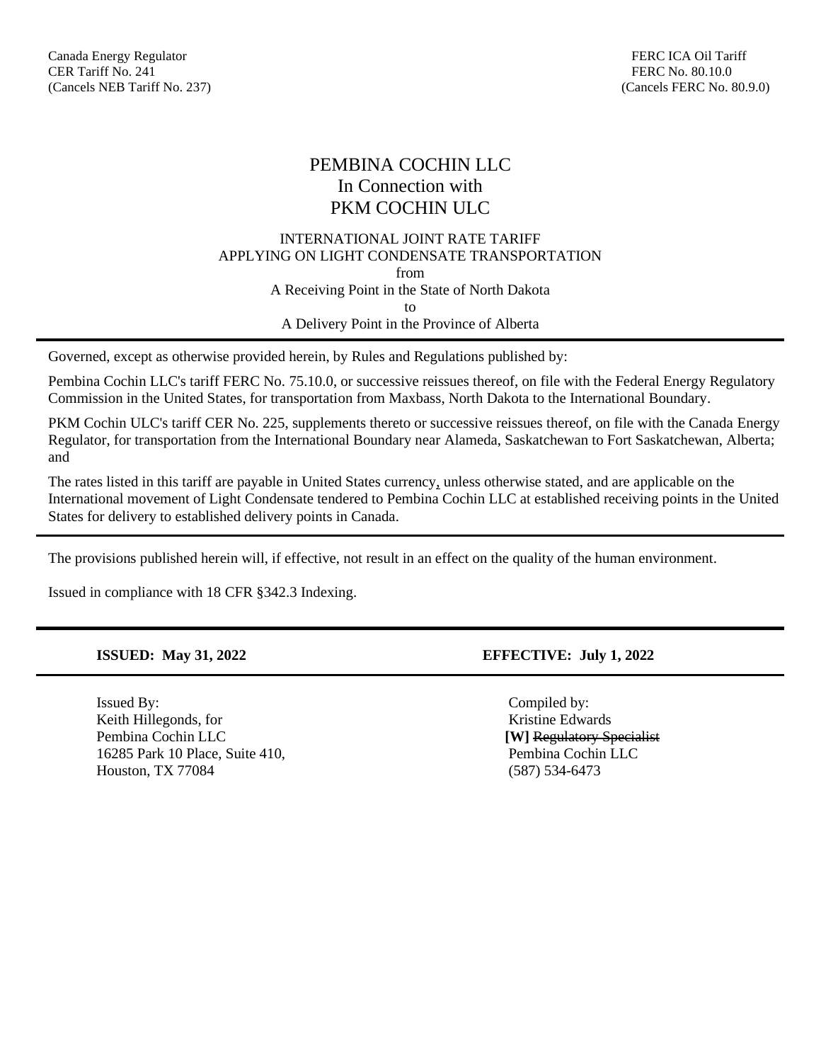Canada Energy Regulator
CER Tariff No. 241
(Cancels NEB Tariff No. 237)

FERC ICA Oil Tariff
FERC No. 80.10.0
(Cancels FERC No. 80.9.0)

# PEMBINA COCHIN LLC
# In Connection with
# PKM COCHIN ULC

INTERNATIONAL JOINT RATE TARIFF
APPLYING ON LIGHT CONDENSATE TRANSPORTATION
from
A Receiving Point in the State of North Dakota
to
A Delivery Point in the Province of Alberta

---

Governed, except as otherwise provided herein, by Rules and Regulations published by:

Pembina Cochin LLC's tariff FERC No. 75.10.0, or successive reissues thereof, on file with the Federal Energy Regulatory Commission in the United States, for transportation from Maxbass, North Dakota to the International Boundary.

PKM Cochin ULC's tariff CER No. 225, supplements thereto or successive reissues thereof, on file with the Canada Energy Regulator, for transportation from the International Boundary near Alameda, Saskatchewan to Fort Saskatchewan, Alberta; and

The rates listed in this tariff are payable in United States currency, unless otherwise stated, and are applicable on the International movement of Light Condensate tendered to Pembina Cochin LLC at established receiving points in the United States for delivery to established delivery points in Canada.

---

The provisions published herein will, if effective, not result in an effect on the quality of the human environment.

Issued in compliance with 18 CFR §342.3 Indexing.

---

**ISSUED: May 31, 2022** **EFFECTIVE: July 1, 2022**

---

Issued By:
Keith Hillegonds, for
Pembina Cochin LLC
16285 Park 10 Place, Suite 410,
Houston, TX 77084

Compiled by:
Kristine Edwards
**[W]** ~~Regulatory Specialist~~
Pembina Cochin LLC
(587) 534-6473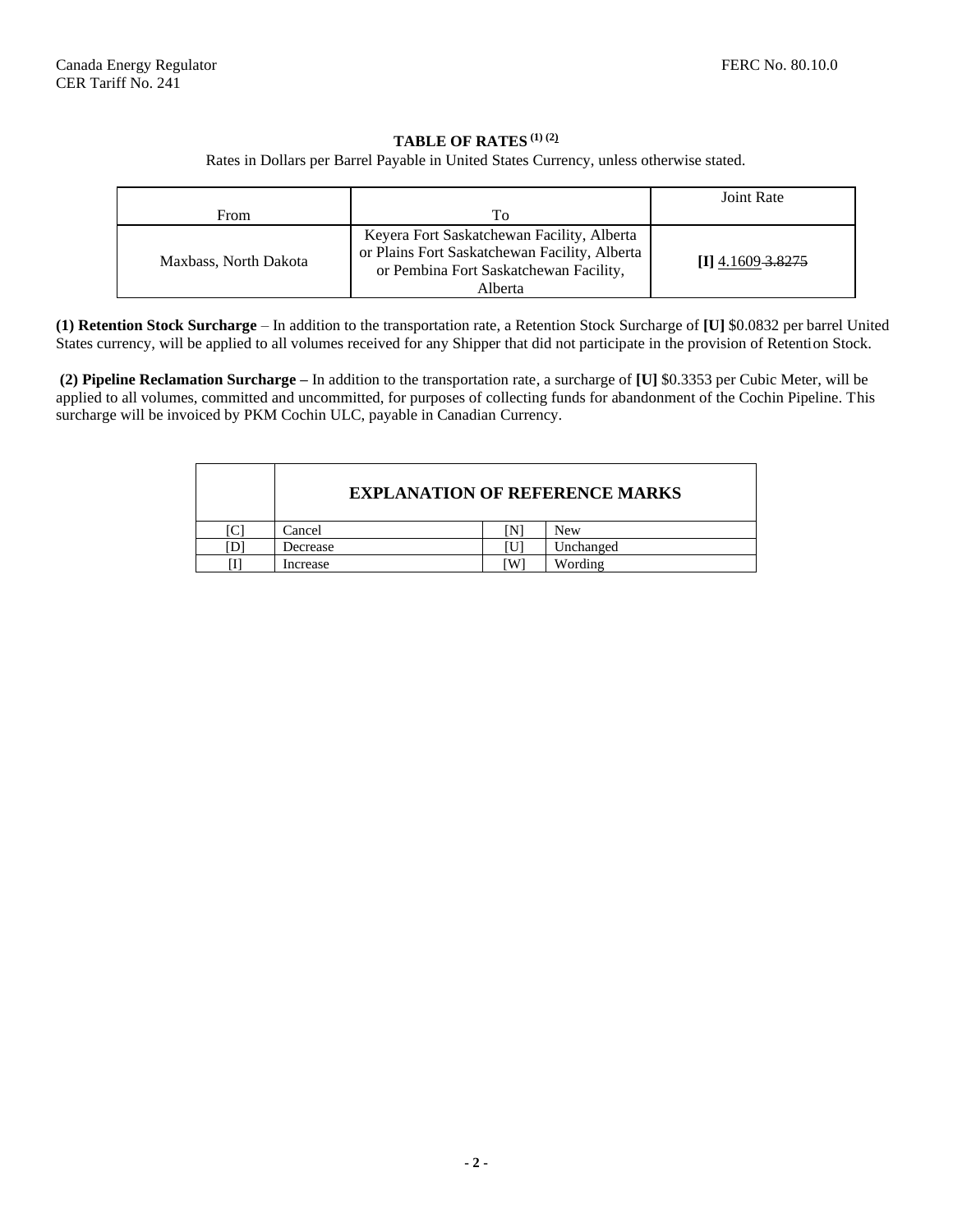Canada Energy Regulator
CER Tariff No. 241

FERC No. 80.10.0

## TABLE OF RATES (1) (2)

Rates in Dollars per Barrel Payable in United States Currency, unless otherwise stated.

| From | To | Joint Rate |
|---|---|---|
| Maxbass, North Dakota | Keyera Fort Saskatchewan Facility, Alberta or Plains Fort Saskatchewan Facility, Alberta or Pembina Fort Saskatchewan Facility, Alberta | **[I]** 4.1609 ~~3.8275~~ |

**(1) Retention Stock Surcharge** – In addition to the transportation rate, a Retention Stock Surcharge of **[U]** $0.0832 per barrel United States currency, will be applied to all volumes received for any Shipper that did not participate in the provision of Retention Stock.

**(2) Pipeline Reclamation Surcharge –** In addition to the transportation rate, a surcharge of **[U]** $0.3353 per Cubic Meter, will be applied to all volumes, committed and uncommitted, for purposes of collecting funds for abandonment of the Cochin Pipeline. This surcharge will be invoiced by PKM Cochin ULC, payable in Canadian Currency.

| | **EXPLANATION OF REFERENCE MARKS** | | |
|---|---|---|---|
| [C] | Cancel | [N] | New |
| [D] | Decrease | [U] | Unchanged |
| [I] | Increase | [W] | Wording |